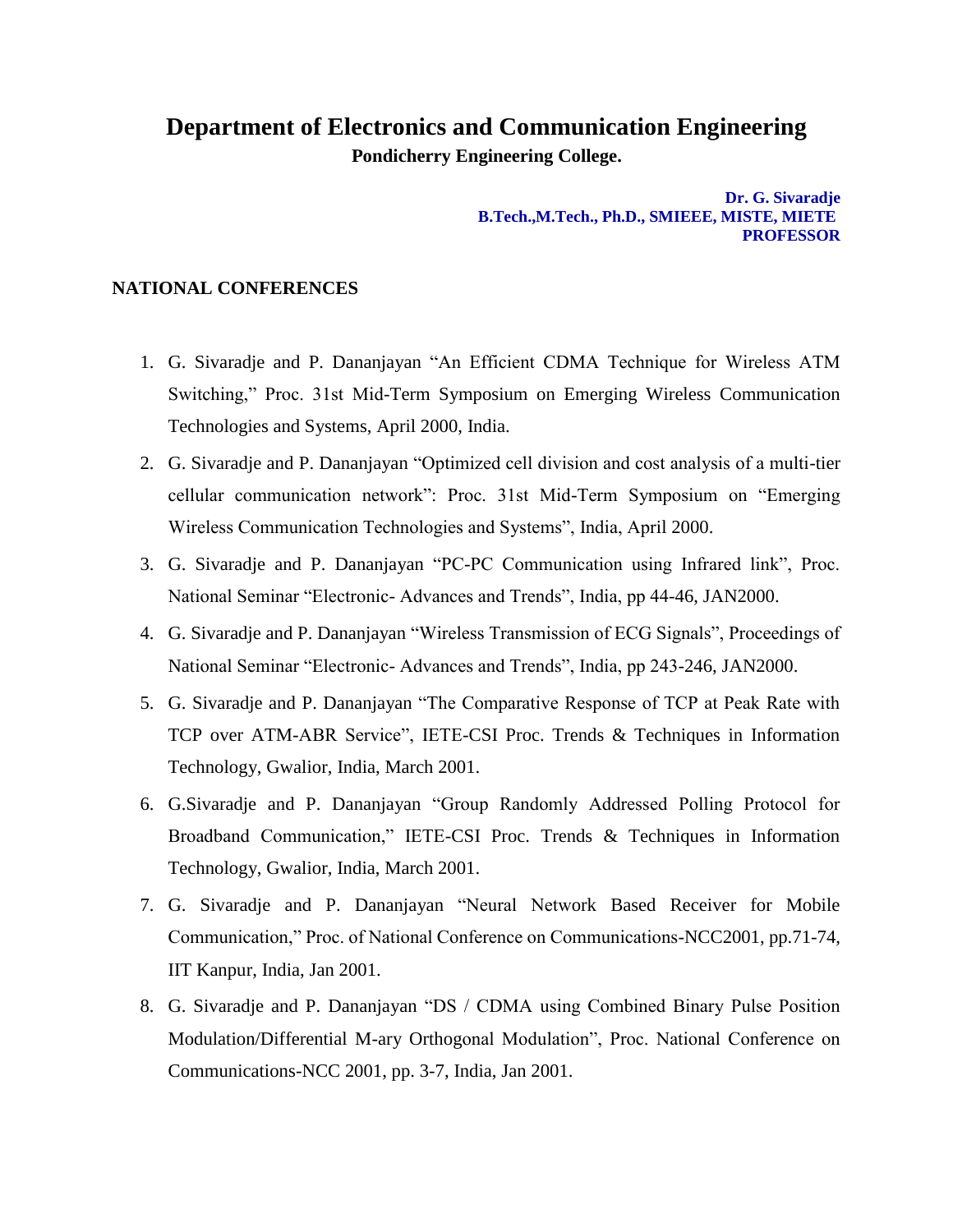# Department of Electronics and Communication Engineering

**Pondicherry Engineering College.**

**Dr. G. Sivaradje**
**B.Tech.,M.Tech., Ph.D., SMIEEE, MISTE, MIETE**
**PROFESSOR**

## NATIONAL CONFERENCES

1. G. Sivaradje and P. Dananjayan "An Efficient CDMA Technique for Wireless ATM Switching," Proc. 31st Mid-Term Symposium on Emerging Wireless Communication Technologies and Systems, April 2000, India.
2. G. Sivaradje and P. Dananjayan "Optimized cell division and cost analysis of a multi-tier cellular communication network": Proc. 31st Mid-Term Symposium on "Emerging Wireless Communication Technologies and Systems", India, April 2000.
3. G. Sivaradje and P. Dananjayan "PC-PC Communication using Infrared link", Proc. National Seminar "Electronic- Advances and Trends", India, pp 44-46, JAN2000.
4. G. Sivaradje and P. Dananjayan "Wireless Transmission of ECG Signals", Proceedings of National Seminar "Electronic- Advances and Trends", India, pp 243-246, JAN2000.
5. G. Sivaradje and P. Dananjayan "The Comparative Response of TCP at Peak Rate with TCP over ATM-ABR Service", IETE-CSI Proc. Trends & Techniques in Information Technology, Gwalior, India, March 2001.
6. G.Sivaradje and P. Dananjayan "Group Randomly Addressed Polling Protocol for Broadband Communication," IETE-CSI Proc. Trends & Techniques in Information Technology, Gwalior, India, March 2001.
7. G. Sivaradje and P. Dananjayan "Neural Network Based Receiver for Mobile Communication," Proc. of National Conference on Communications-NCC2001, pp.71-74, IIT Kanpur, India, Jan 2001.
8. G. Sivaradje and P. Dananjayan "DS / CDMA using Combined Binary Pulse Position Modulation/Differential M-ary Orthogonal Modulation", Proc. National Conference on Communications-NCC 2001, pp. 3-7, India, Jan 2001.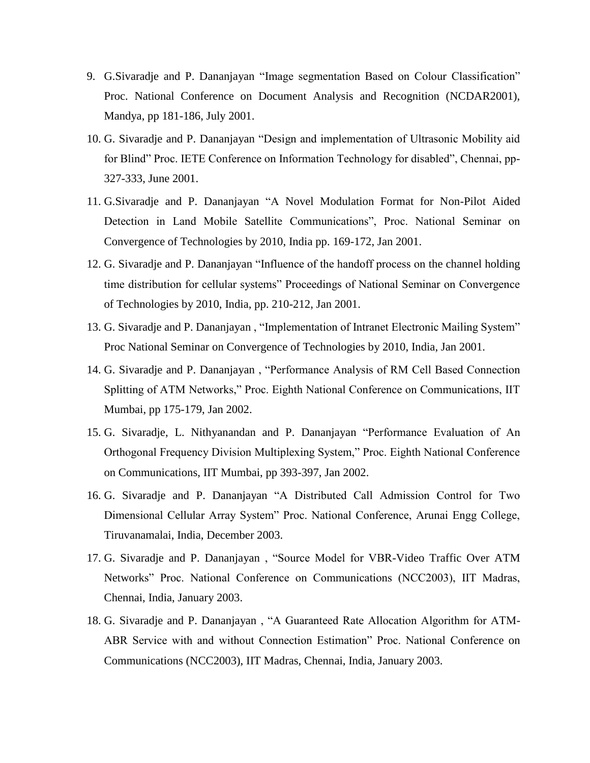9. G.Sivaradje and P. Dananjayan "Image segmentation Based on Colour Classification" Proc. National Conference on Document Analysis and Recognition (NCDAR2001), Mandya, pp 181-186, July 2001.
10. G. Sivaradje and P. Dananjayan "Design and implementation of Ultrasonic Mobility aid for Blind" Proc. IETE Conference on Information Technology for disabled", Chennai, pp-327-333, June 2001.
11. G.Sivaradje and P. Dananjayan "A Novel Modulation Format for Non-Pilot Aided Detection in Land Mobile Satellite Communications", Proc. National Seminar on Convergence of Technologies by 2010, India pp. 169-172, Jan 2001.
12. G. Sivaradje and P. Dananjayan "Influence of the handoff process on the channel holding time distribution for cellular systems" Proceedings of National Seminar on Convergence of Technologies by 2010, India, pp. 210-212, Jan 2001.
13. G. Sivaradje and P. Dananjayan , "Implementation of Intranet Electronic Mailing System" Proc National Seminar on Convergence of Technologies by 2010, India, Jan 2001.
14. G. Sivaradje and P. Dananjayan , "Performance Analysis of RM Cell Based Connection Splitting of ATM Networks," Proc. Eighth National Conference on Communications, IIT Mumbai, pp 175-179, Jan 2002.
15. G. Sivaradje, L. Nithyanandan and P. Dananjayan "Performance Evaluation of An Orthogonal Frequency Division Multiplexing System," Proc. Eighth National Conference on Communications, IIT Mumbai, pp 393-397, Jan 2002.
16. G. Sivaradje and P. Dananjayan "A Distributed Call Admission Control for Two Dimensional Cellular Array System" Proc. National Conference, Arunai Engg College, Tiruvanamalai, India, December 2003.
17. G. Sivaradje and P. Dananjayan , "Source Model for VBR-Video Traffic Over ATM Networks" Proc. National Conference on Communications (NCC2003), IIT Madras, Chennai, India, January 2003.
18. G. Sivaradje and P. Dananjayan , "A Guaranteed Rate Allocation Algorithm for ATM-ABR Service with and without Connection Estimation" Proc. National Conference on Communications (NCC2003), IIT Madras, Chennai, India, January 2003.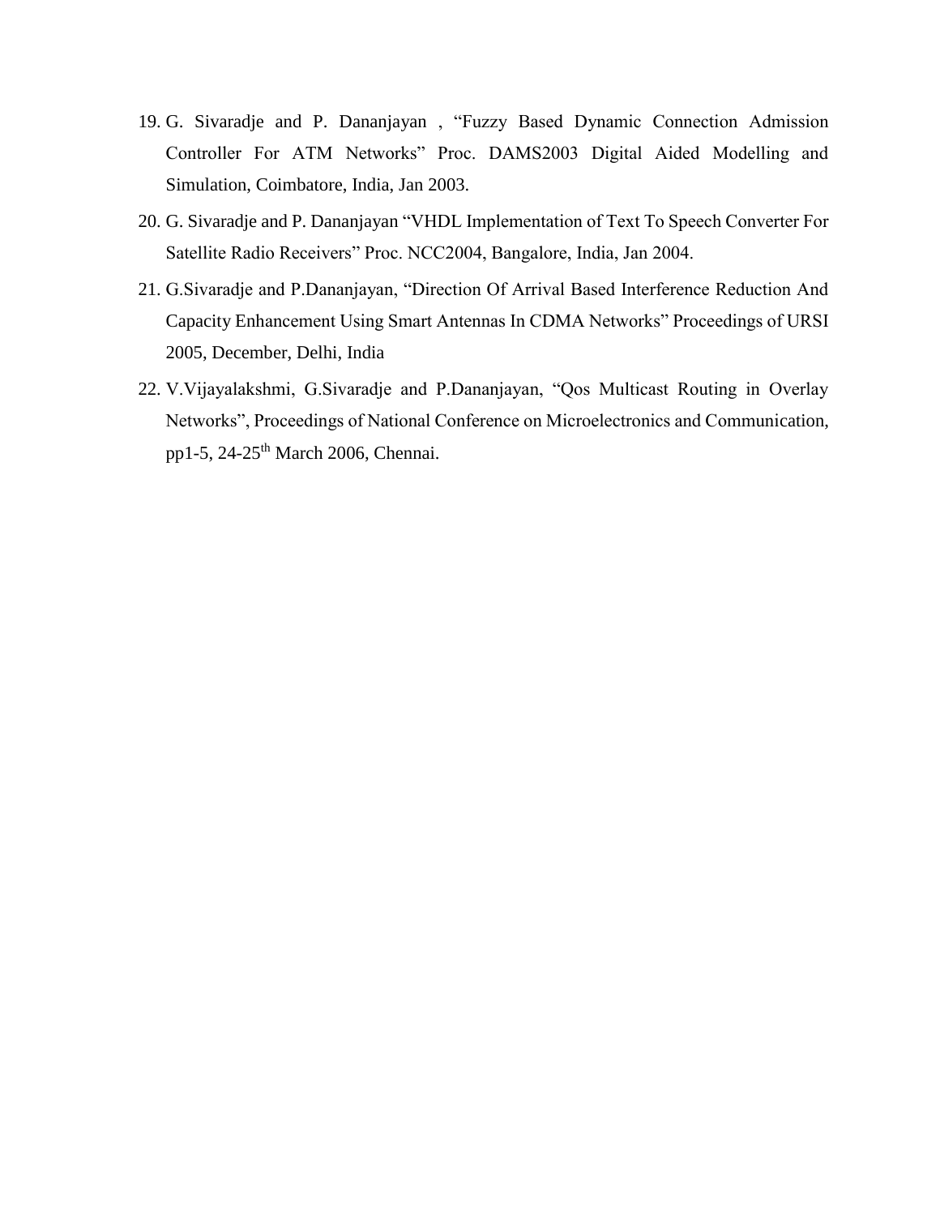19. G. Sivaradje and P. Dananjayan , "Fuzzy Based Dynamic Connection Admission Controller For ATM Networks" Proc. DAMS2003 Digital Aided Modelling and Simulation, Coimbatore, India, Jan 2003.
20. G. Sivaradje and P. Dananjayan "VHDL Implementation of Text To Speech Converter For Satellite Radio Receivers" Proc. NCC2004, Bangalore, India, Jan 2004.
21. G.Sivaradje and P.Dananjayan, "Direction Of Arrival Based Interference Reduction And Capacity Enhancement Using Smart Antennas In CDMA Networks" Proceedings of URSI 2005, December, Delhi, India
22. V.Vijayalakshmi, G.Sivaradje and P.Dananjayan, "Qos Multicast Routing in Overlay Networks", Proceedings of National Conference on Microelectronics and Communication, pp1-5, 24-25th March 2006, Chennai.